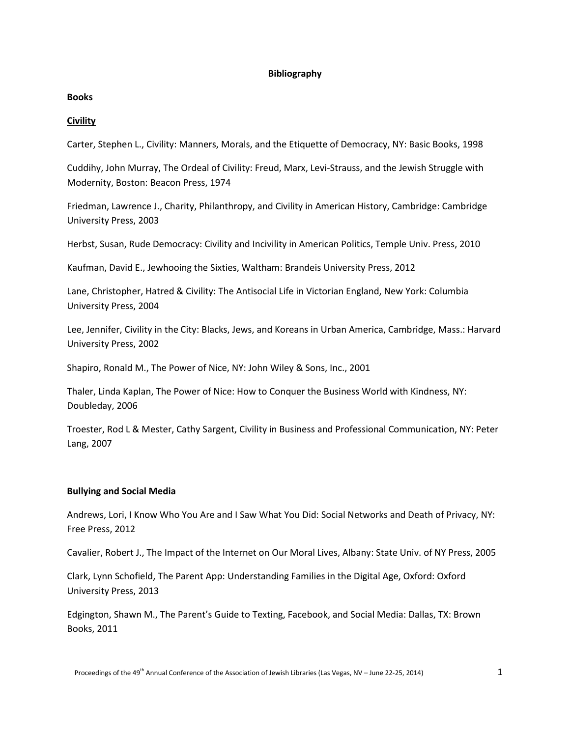# Bibliography

## Books

### <u>Civility</u>

Carter, Stephen L., Civility: Manners, Morals, and the Etiquette of Democracy, NY: Basic Books, 1998

Cuddihy, John Murray, The Ordeal of Civility: Freud, Marx, Levi-Strauss, and the Jewish Struggle with Modernity, Boston: Beacon Press, 1974

Friedman, Lawrence J., Charity, Philanthropy, and Civility in American History, Cambridge: Cambridge University Press, 2003

Herbst, Susan, Rude Democracy: Civility and Incivility in American Politics, Temple Univ. Press, 2010

Kaufman, David E., Jewhooing the Sixties, Waltham: Brandeis University Press, 2012

Lane, Christopher, Hatred & Civility: The Antisocial Life in Victorian England, New York: Columbia University Press, 2004

Lee, Jennifer, Civility in the City: Blacks, Jews, and Koreans in Urban America, Cambridge, Mass.: Harvard University Press, 2002

Shapiro, Ronald M., The Power of Nice, NY: John Wiley & Sons, Inc., 2001

Thaler, Linda Kaplan, The Power of Nice: How to Conquer the Business World with Kindness, NY: Doubleday, 2006

Troester, Rod L & Mester, Cathy Sargent, Civility in Business and Professional Communication, NY: Peter Lang, 2007

### <u>Bullying and Social Media</u>

Andrews, Lori, I Know Who You Are and I Saw What You Did: Social Networks and Death of Privacy, NY: Free Press, 2012

Cavalier, Robert J., The Impact of the Internet on Our Moral Lives, Albany: State Univ. of NY Press, 2005

Clark, Lynn Schofield, The Parent App: Understanding Families in the Digital Age, Oxford: Oxford University Press, 2013

Edgington, Shawn M., The Parent's Guide to Texting, Facebook, and Social Media: Dallas, TX: Brown Books, 2011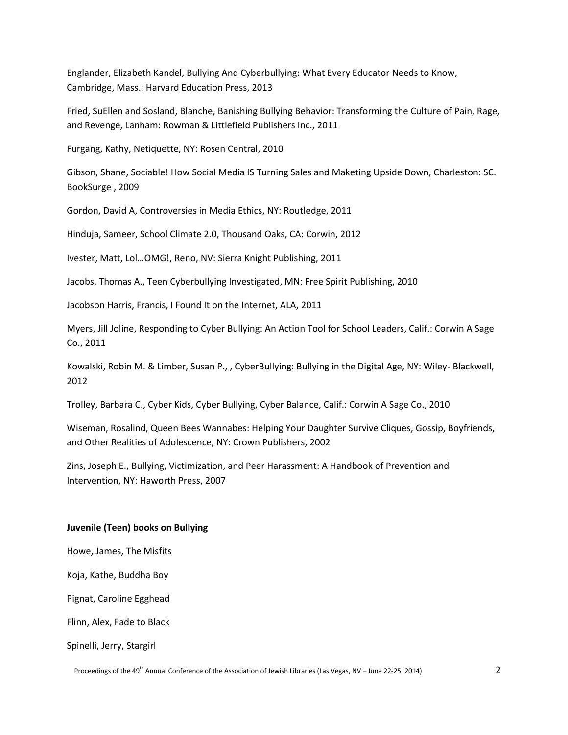Englander, Elizabeth Kandel, Bullying And Cyberbullying: What Every Educator Needs to Know, Cambridge, Mass.: Harvard Education Press, 2013

Fried, SuEllen and Sosland, Blanche, Banishing Bullying Behavior: Transforming the Culture of Pain, Rage, and Revenge, Lanham: Rowman & Littlefield Publishers Inc., 2011

Furgang, Kathy, Netiquette, NY: Rosen Central, 2010

Gibson, Shane, Sociable! How Social Media IS Turning Sales and Maketing Upside Down, Charleston: SC. BookSurge , 2009

Gordon, David A, Controversies in Media Ethics, NY: Routledge, 2011

Hinduja, Sameer, School Climate 2.0, Thousand Oaks, CA: Corwin, 2012

Ivester, Matt, Lol…OMG!, Reno, NV: Sierra Knight Publishing, 2011

Jacobs, Thomas A., Teen Cyberbullying Investigated, MN: Free Spirit Publishing, 2010

Jacobson Harris, Francis, I Found It on the Internet, ALA, 2011

Myers, Jill Joline, Responding to Cyber Bullying: An Action Tool for School Leaders, Calif.: Corwin A Sage Co., 2011

Kowalski, Robin M. & Limber, Susan P., , CyberBullying: Bullying in the Digital Age, NY: Wiley- Blackwell, 2012

Trolley, Barbara C., Cyber Kids, Cyber Bullying, Cyber Balance, Calif.: Corwin A Sage Co., 2010

Wiseman, Rosalind, Queen Bees Wannabes: Helping Your Daughter Survive Cliques, Gossip, Boyfriends, and Other Realities of Adolescence, NY: Crown Publishers, 2002

Zins, Joseph E., Bullying, Victimization, and Peer Harassment: A Handbook of Prevention and Intervention, NY: Haworth Press, 2007

**Juvenile (Teen) books on Bullying**

Howe, James, The Misfits

Koja, Kathe, Buddha Boy

Pignat, Caroline Egghead

Flinn, Alex, Fade to Black

Spinelli, Jerry, Stargirl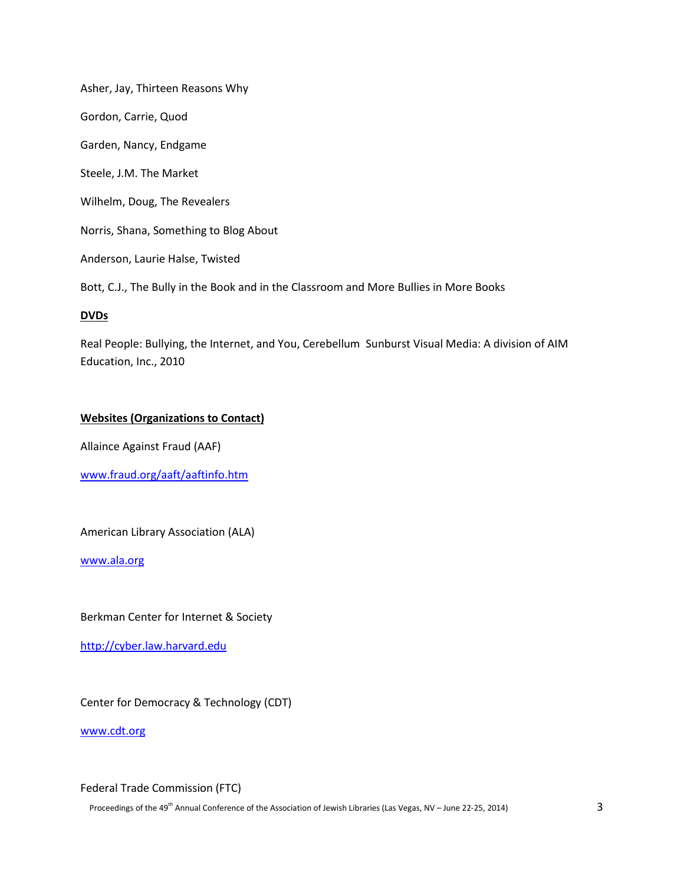Asher, Jay, Thirteen Reasons Why

Gordon, Carrie, Quod

Garden, Nancy, Endgame

Steele, J.M. The Market

Wilhelm, Doug, The Revealers

Norris, Shana, Something to Blog About

Anderson, Laurie Halse, Twisted

Bott, C.J., The Bully in the Book and in the Classroom and More Bullies in More Books

**DVDs**

Real People: Bullying, the Internet, and You, Cerebellum Sunburst Visual Media: A division of AIM Education, Inc., 2010

**Websites (Organizations to Contact)**

Allaince Against Fraud (AAF)

www.fraud.org/aaft/aaftinfo.htm

American Library Association (ALA)

www.ala.org

Berkman Center for Internet & Society

http://cyber.law.harvard.edu

Center for Democracy & Technology (CDT)

www.cdt.org

Federal Trade Commission (FTC)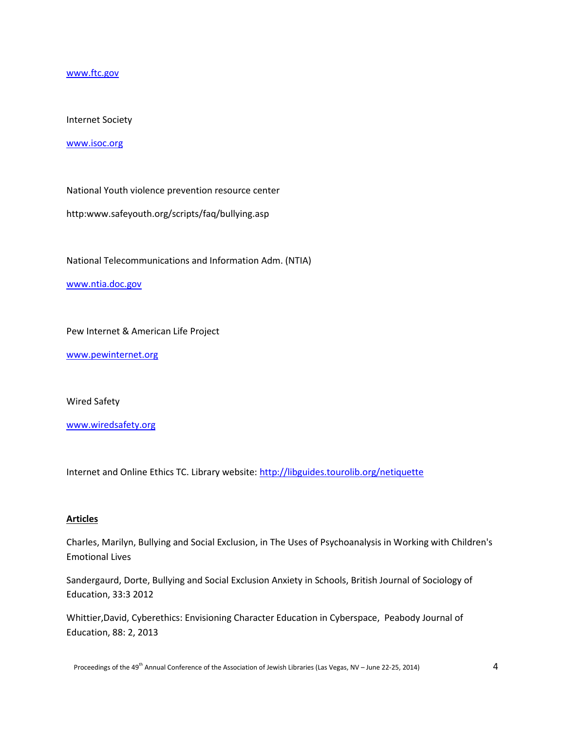www.ftc.gov

Internet Society

www.isoc.org

National Youth violence prevention resource center

http:www.safeyouth.org/scripts/faq/bullying.asp

National Telecommunications and Information Adm. (NTIA)

www.ntia.doc.gov

Pew Internet & American Life Project

www.pewinternet.org

Wired Safety

www.wiredsafety.org

Internet and Online Ethics TC. Library website: http://libguides.tourolib.org/netiquette

**Articles**

Charles, Marilyn, Bullying and Social Exclusion, in The Uses of Psychoanalysis in Working with Children's Emotional Lives

Sandergaurd, Dorte, Bullying and Social Exclusion Anxiety in Schools, British Journal of Sociology of Education, 33:3 2012

Whittier,David, Cyberethics: Envisioning Character Education in Cyberspace, Peabody Journal of Education, 88: 2, 2013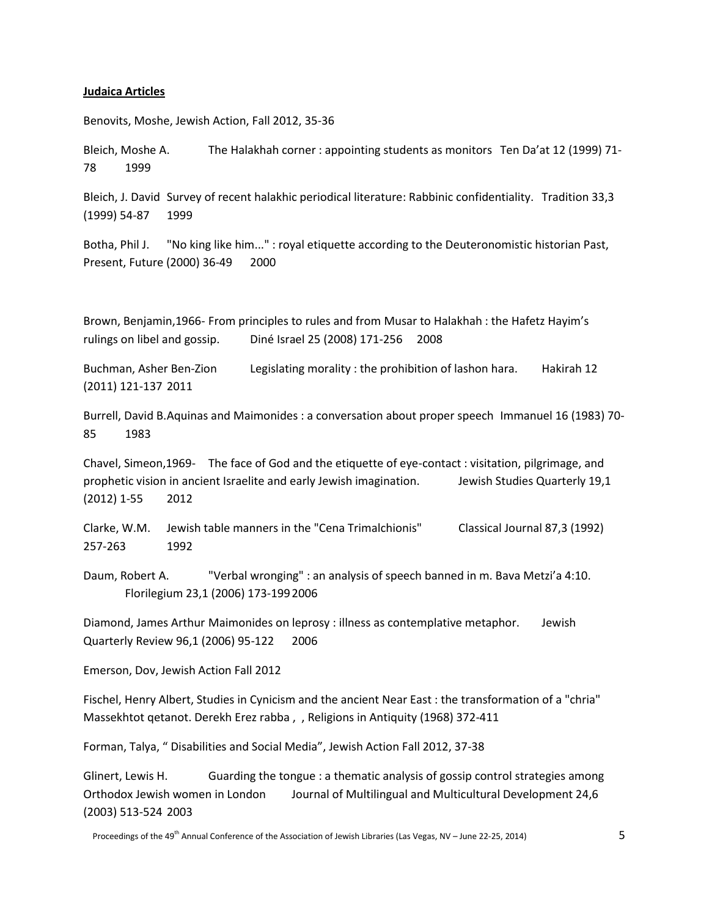**Judaica Articles**

Benovits, Moshe, Jewish Action, Fall 2012, 35-36

Bleich, Moshe A. The Halakhah corner : appointing students as monitors Ten Da'at 12 (1999) 71-78 1999

Bleich, J. David Survey of recent halakhic periodical literature: Rabbinic confidentiality. Tradition 33,3 (1999) 54-87 1999

Botha, Phil J. "No king like him..." : royal etiquette according to the Deuteronomistic historian Past, Present, Future (2000) 36-49 2000

Brown, Benjamin,1966- From principles to rules and from Musar to Halakhah : the Hafetz Hayim's rulings on libel and gossip. Diné Israel 25 (2008) 171-256 2008

Buchman, Asher Ben-Zion Legislating morality : the prohibition of lashon hara. Hakirah 12 (2011) 121-137 2011

Burrell, David B.Aquinas and Maimonides : a conversation about proper speech Immanuel 16 (1983) 70-85 1983

Chavel, Simeon,1969- The face of God and the etiquette of eye-contact : visitation, pilgrimage, and prophetic vision in ancient Israelite and early Jewish imagination. Jewish Studies Quarterly 19,1 (2012) 1-55 2012

Clarke, W.M. Jewish table manners in the "Cena Trimalchionis" Classical Journal 87,3 (1992) 257-263 1992

Daum, Robert A. "Verbal wronging" : an analysis of speech banned in m. Bava Metzi'a 4:10. Florilegium 23,1 (2006) 173-199 2006

Diamond, James Arthur Maimonides on leprosy : illness as contemplative metaphor. Jewish Quarterly Review 96,1 (2006) 95-122 2006

Emerson, Dov, Jewish Action Fall 2012

Fischel, Henry Albert, Studies in Cynicism and the ancient Near East : the transformation of a "chria" Massekhtot qetanot. Derekh Erez rabba , , Religions in Antiquity (1968) 372-411

Forman, Talya, " Disabilities and Social Media", Jewish Action Fall 2012, 37-38

Glinert, Lewis H. Guarding the tongue : a thematic analysis of gossip control strategies among Orthodox Jewish women in London Journal of Multilingual and Multicultural Development 24,6 (2003) 513-524 2003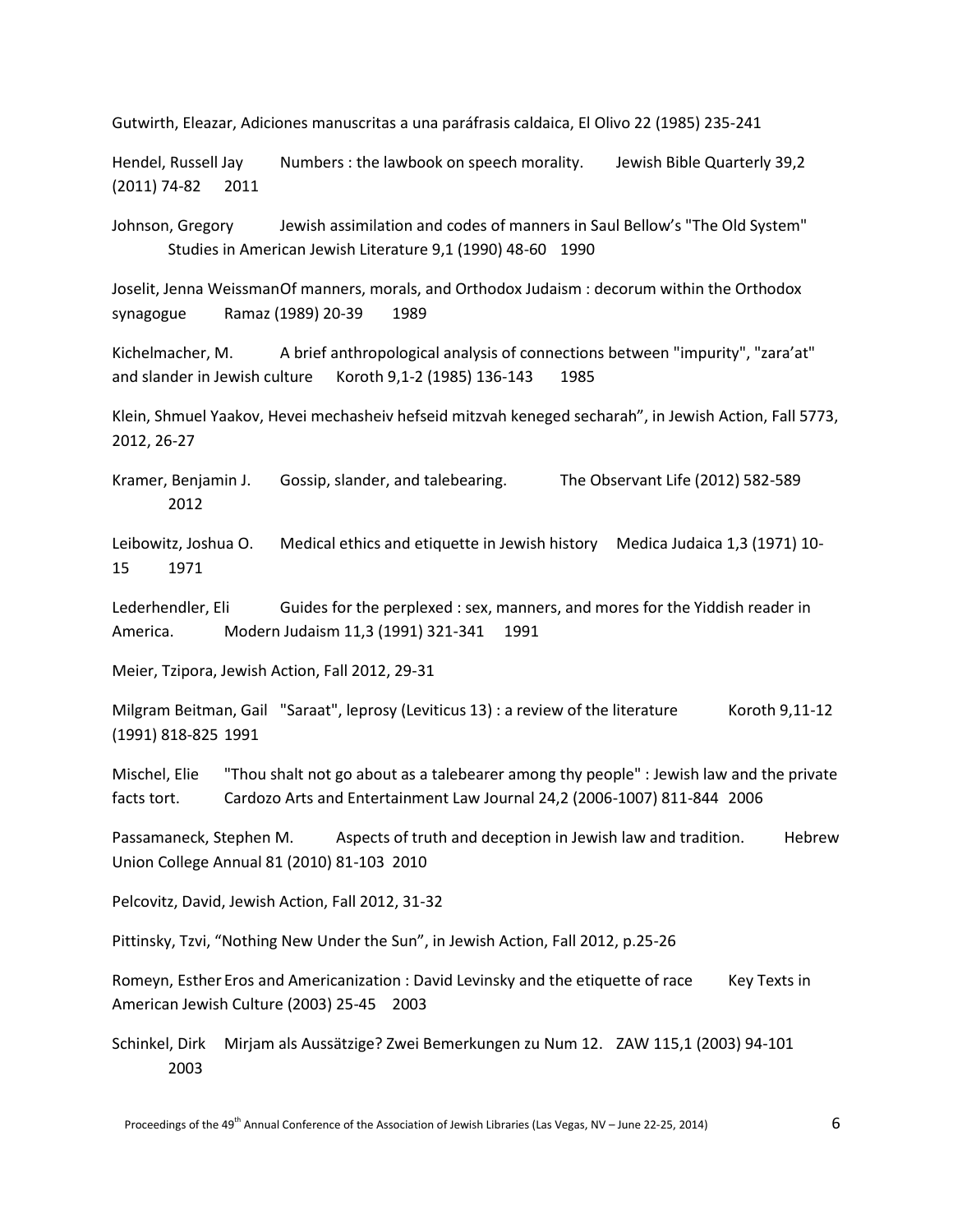Gutwirth, Eleazar, Adiciones manuscritas a una paráfrasis caldaica, El Olivo 22 (1985) 235-241

Hendel, Russell Jay Numbers : the lawbook on speech morality. Jewish Bible Quarterly 39,2 (2011) 74-82 2011

Johnson, Gregory Jewish assimilation and codes of manners in Saul Bellow's "The Old System" Studies in American Jewish Literature 9,1 (1990) 48-60 1990

Joselit, Jenna WeissmanOf manners, morals, and Orthodox Judaism : decorum within the Orthodox synagogue Ramaz (1989) 20-39 1989

Kichelmacher, M. A brief anthropological analysis of connections between "impurity", "zara'at" and slander in Jewish culture Koroth 9,1-2 (1985) 136-143 1985

Klein, Shmuel Yaakov, Hevei mechasheiv hefseid mitzvah keneged secharah", in Jewish Action, Fall 5773, 2012, 26-27

Kramer, Benjamin J. Gossip, slander, and talebearing. The Observant Life (2012) 582-589 2012

Leibowitz, Joshua O. Medical ethics and etiquette in Jewish history Medica Judaica 1,3 (1971) 10-15 1971

Lederhendler, Eli Guides for the perplexed : sex, manners, and mores for the Yiddish reader in America. Modern Judaism 11,3 (1991) 321-341 1991

Meier, Tzipora, Jewish Action, Fall 2012, 29-31

Milgram Beitman, Gail "Saraat", leprosy (Leviticus 13) : a review of the literature Koroth 9,11-12 (1991) 818-825 1991

Mischel, Elie "Thou shalt not go about as a talebearer among thy people" : Jewish law and the private facts tort. Cardozo Arts and Entertainment Law Journal 24,2 (2006-1007) 811-844 2006

Passamaneck, Stephen M. Aspects of truth and deception in Jewish law and tradition. Hebrew Union College Annual 81 (2010) 81-103 2010

Pelcovitz, David, Jewish Action, Fall 2012, 31-32

Pittinsky, Tzvi, "Nothing New Under the Sun", in Jewish Action, Fall 2012, p.25-26

Romeyn, Esther Eros and Americanization : David Levinsky and the etiquette of race Key Texts in American Jewish Culture (2003) 25-45 2003

Schinkel, Dirk Mirjam als Aussätzige? Zwei Bemerkungen zu Num 12. ZAW 115,1 (2003) 94-101 2003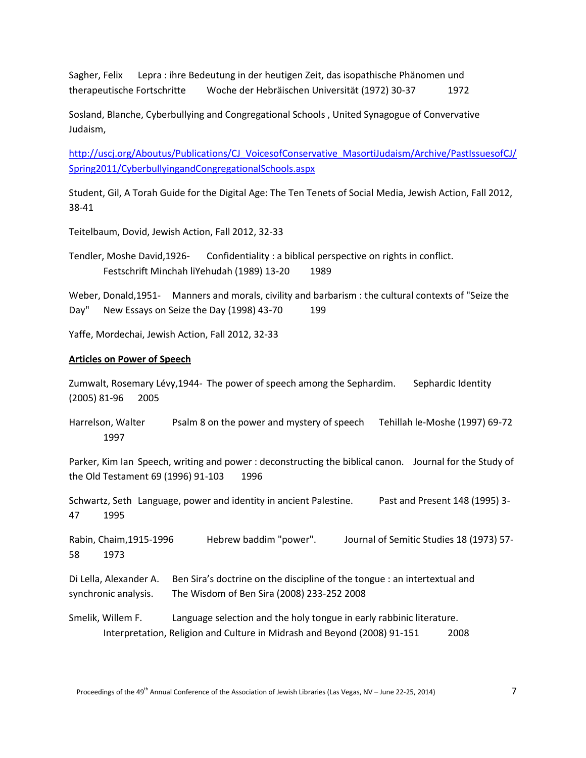Sagher, Felix Lepra : ihre Bedeutung in der heutigen Zeit, das isopathische Phänomen und therapeutische Fortschritte Woche der Hebräischen Universität (1972) 30-37 1972

Sosland, Blanche, Cyberbullying and Congregational Schools , United Synagogue of Convervative Judaism,

http://uscj.org/Aboutus/Publications/CJ_VoicesofConservative_MasortiJudaism/Archive/PastIssuesofCJ/Spring2011/CyberbullyingandCongregationalSchools.aspx

Student, Gil, A Torah Guide for the Digital Age: The Ten Tenets of Social Media, Jewish Action, Fall 2012, 38-41

Teitelbaum, Dovid, Jewish Action, Fall 2012, 32-33

Tendler, Moshe David,1926- Confidentiality : a biblical perspective on rights in conflict. Festschrift Minchah liYehudah (1989) 13-20 1989

Weber, Donald,1951- Manners and morals, civility and barbarism : the cultural contexts of "Seize the Day" New Essays on Seize the Day (1998) 43-70 199

Yaffe, Mordechai, Jewish Action, Fall 2012, 32-33

**Articles on Power of Speech**

Zumwalt, Rosemary Lévy,1944- The power of speech among the Sephardim. Sephardic Identity (2005) 81-96 2005

Harrelson, Walter Psalm 8 on the power and mystery of speech Tehillah le-Moshe (1997) 69-72 1997

Parker, Kim Ian Speech, writing and power : deconstructing the biblical canon. Journal for the Study of the Old Testament 69 (1996) 91-103 1996

Schwartz, Seth Language, power and identity in ancient Palestine. Past and Present 148 (1995) 3-47 1995

Rabin, Chaim,1915-1996 Hebrew baddim "power". Journal of Semitic Studies 18 (1973) 57-58 1973

Di Lella, Alexander A. Ben Sira's doctrine on the discipline of the tongue : an intertextual and synchronic analysis. The Wisdom of Ben Sira (2008) 233-252 2008

Smelik, Willem F. Language selection and the holy tongue in early rabbinic literature. Interpretation, Religion and Culture in Midrash and Beyond (2008) 91-151 2008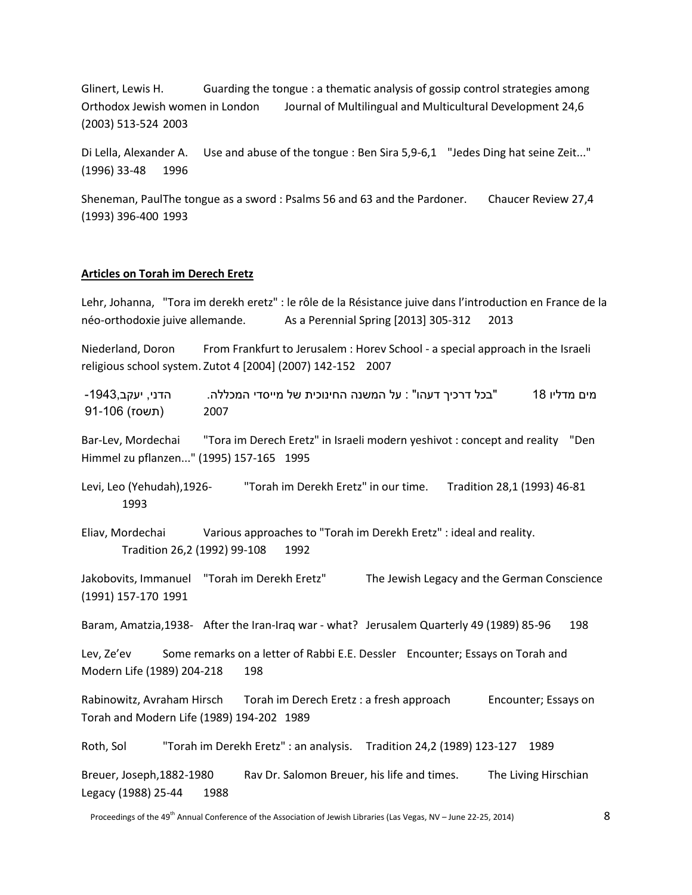Glinert, Lewis H. Guarding the tongue : a thematic analysis of gossip control strategies among Orthodox Jewish women in London Journal of Multilingual and Multicultural Development 24,6 (2003) 513-524 2003

Di Lella, Alexander A. Use and abuse of the tongue : Ben Sira 5,9-6,1 "Jedes Ding hat seine Zeit..." (1996) 33-48 1996

Sheneman, PaulThe tongue as a sword : Psalms 56 and 63 and the Pardoner. Chaucer Review 27,4 (1993) 396-400 1993

**Articles on Torah im Derech Eretz**

Lehr, Johanna, "Tora im derekh eretz" : le rôle de la Résistance juive dans l'introduction en France de la néo-orthodoxie juive allemande. As a Perennial Spring [2013] 305-312 2013

Niederland, Doron From Frankfurt to Jerusalem : Horev School - a special approach in the Israeli religious school system. Zutot 4 [2004] (2007) 142-152 2007

הדני, יעקב,1943- "בכל דרכיך דעהו" : על המשנה החינוכית של מייסדי המכללה. מים מדליו 18 (תשסז) 91-106 2007

Bar-Lev, Mordechai "Tora im Derech Eretz" in Israeli modern yeshivot : concept and reality "Den Himmel zu pflanzen..." (1995) 157-165 1995

Levi, Leo (Yehudah),1926- "Torah im Derekh Eretz" in our time. Tradition 28,1 (1993) 46-81 1993

Eliav, Mordechai Various approaches to "Torah im Derekh Eretz" : ideal and reality. Tradition 26,2 (1992) 99-108 1992

Jakobovits, Immanuel "Torah im Derekh Eretz" The Jewish Legacy and the German Conscience (1991) 157-170 1991

Baram, Amatzia,1938- After the Iran-Iraq war - what? Jerusalem Quarterly 49 (1989) 85-96 198

Lev, Ze'ev Some remarks on a letter of Rabbi E.E. Dessler Encounter; Essays on Torah and Modern Life (1989) 204-218 198

Rabinowitz, Avraham Hirsch Torah im Derech Eretz : a fresh approach Encounter; Essays on Torah and Modern Life (1989) 194-202 1989

Roth, Sol "Torah im Derekh Eretz" : an analysis. Tradition 24,2 (1989) 123-127 1989

Breuer, Joseph,1882-1980 Rav Dr. Salomon Breuer, his life and times. The Living Hirschian Legacy (1988) 25-44 1988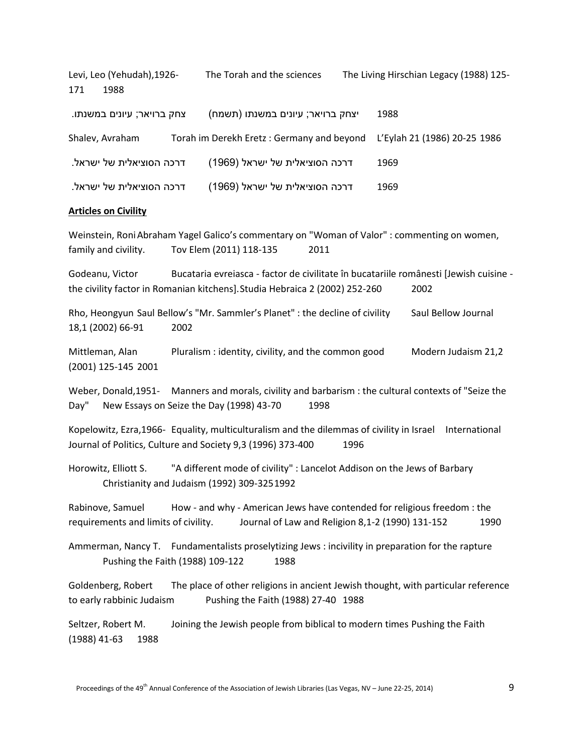Levi, Leo (Yehudah),1926- The Torah and the sciences The Living Hirschian Legacy (1988) 125-171 1988

צחק ברויאר; עיונים במשנתו. יצחק ברויאר; עיונים במשנתו (תשמח) 1988

Shalev, Avraham Torah im Derekh Eretz : Germany and beyond L'Eylah 21 (1986) 20-25 1986

דרכה הסוציאלית של ישראל. דרכה הסוציאלית של ישראל (1969) 1969

דרכה הסוציאלית של ישראל. דרכה הסוציאלית של ישראל (1969) 1969

**Articles on Civility**

Weinstein, Roni Abraham Yagel Galico's commentary on "Woman of Valor" : commenting on women, family and civility. Tov Elem (2011) 118-135 2011

Godeanu, Victor Bucataria evreiasca - factor de civilitate în bucatariile românesti [Jewish cuisine - the civility factor in Romanian kitchens]. Studia Hebraica 2 (2002) 252-260 2002

Rho, Heongyun Saul Bellow's "Mr. Sammler's Planet" : the decline of civility Saul Bellow Journal 18,1 (2002) 66-91 2002

Mittleman, Alan Pluralism : identity, civility, and the common good Modern Judaism 21,2 (2001) 125-145 2001

Weber, Donald,1951- Manners and morals, civility and barbarism : the cultural contexts of "Seize the Day" New Essays on Seize the Day (1998) 43-70 1998

Kopelowitz, Ezra,1966- Equality, multiculturalism and the dilemmas of civility in Israel International Journal of Politics, Culture and Society 9,3 (1996) 373-400 1996

Horowitz, Elliott S. "A different mode of civility" : Lancelot Addison on the Jews of Barbary Christianity and Judaism (1992) 309-325 1992

Rabinove, Samuel How - and why - American Jews have contended for religious freedom : the requirements and limits of civility. Journal of Law and Religion 8,1-2 (1990) 131-152 1990

Ammerman, Nancy T. Fundamentalists proselytizing Jews : incivility in preparation for the rapture Pushing the Faith (1988) 109-122 1988

Goldenberg, Robert The place of other religions in ancient Jewish thought, with particular reference to early rabbinic Judaism Pushing the Faith (1988) 27-40 1988

Seltzer, Robert M. Joining the Jewish people from biblical to modern times Pushing the Faith (1988) 41-63 1988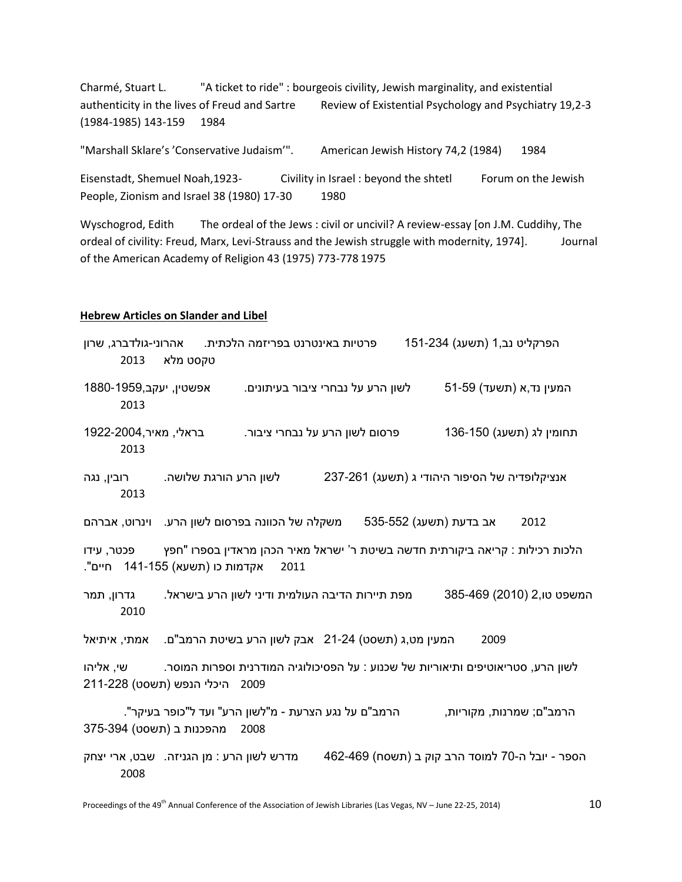Charmé, Stuart L. "A ticket to ride" : bourgeois civility, Jewish marginality, and existential authenticity in the lives of Freud and Sartre Review of Existential Psychology and Psychiatry 19,2-3 (1984-1985) 143-159 1984

"Marshall Sklare's 'Conservative Judaism'". American Jewish History 74,2 (1984) 1984

Eisenstadt, Shemuel Noah,1923- Civility in Israel : beyond the shtetl Forum on the Jewish People, Zionism and Israel 38 (1980) 17-30 1980

Wyschogrod, Edith The ordeal of the Jews : civil or uncivil? A review-essay [on J.M. Cuddihy, The ordeal of civility: Freud, Marx, Levi-Strauss and the Jewish struggle with modernity, 1974]. Journal of the American Academy of Religion 43 (1975) 773-778 1975

## Hebrew Articles on Slander and Libel

אהרוני-גולדברג, שרון פרטיות באינטרנט בפריזמה הלכתית. הפרקליט נב,1 (תשעג) 151-234 טקסט מלא 2013

אפשטין, יעקב,1880-1959 לשון הרע על נבחרי ציבור בעיתונים. המעין נד,א (תשעד) 51-59 2013

בראלי, מאיר,1922-2004 פרסום לשון הרע על נבחרי ציבור. תחומין לג (תשעג) 136-150 2013

רובין, נגה לשון הרע הורגת שלושה. אנציקלופדיה של הסיפור היהודי ג (תשעג) 237-261 2013

וינרוט, אברהם משקלה של הכוונה בפרסום לשון הרע. אב בדעת (תשעג) 535-552 2012

פכטר, עידו הלכות רכילות : קריאה ביקורתית חדשה בשיטת ר' ישראל מאיר הכהן מראדין בספרו "חפץ חיים". אקדמות כו (תשעא) 141-155 2011

גדרון, תמר מפת תיירות הדיבה העולמית ודיני לשון הרע בישראל. המשפט טו,2 (2010) 385-469 2010

אמתי, איתיאל אבק לשון הרע בשיטת הרמב"ם. המעין מט,ג (תשסט) 21-24 2009

שי, אליהו לשון הרע, סטריאוטיפים ותיאוריות של שכנוע : על הפסיכולוגיה המודרנית וספרות המוסר. היכלי הנפש (תשסט) 211-228 2009

הרמב"ם; שמרנות, מקוריות, הרמב"ם על נגע הצרעת - מ"לשון הרע" ועד ל"כופר בעיקר". מהפכנות ב (תשסט) 375-394 2008

שבט, ארי יצחק מדרש לשון הרע : מן הגניזה. הספר - יובל ה-70 למוסד הרב קוק ב (תשסח) 462-469 2008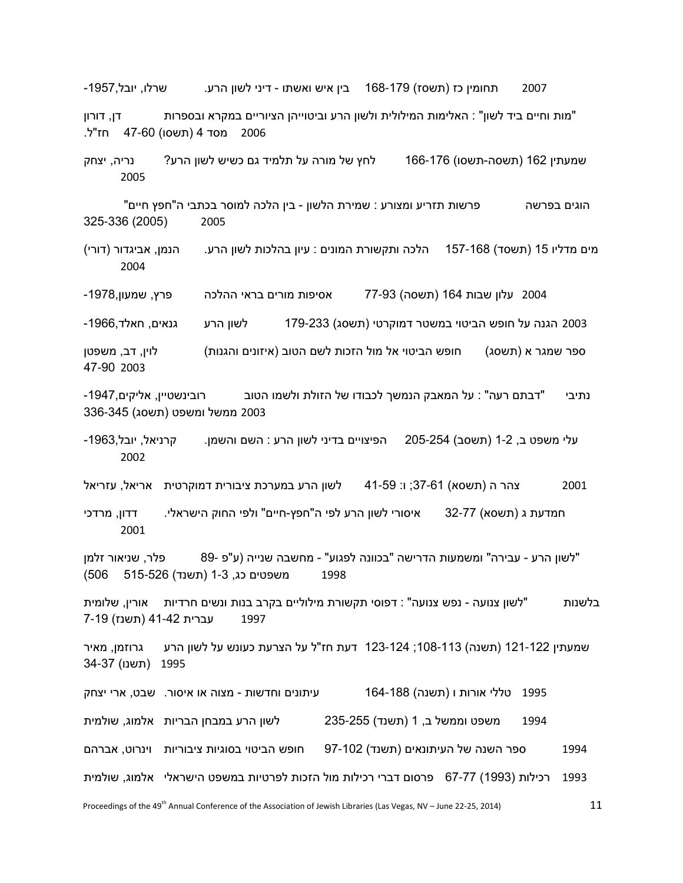שרלו, יובל,1957- בין איש ואשתו - דיני לשון הרע. תחומין כז (תשסז) 168-179 2007

דן, דורון "מות וחיים ביד לשון" : האלימות המילולית ולשון הרע וביטוייהן הציוריים במקרא ובספרות חז"ל. מסד 4 (תשסו) 47-60 2006

נריה, יצחק לחץ של מורה על תלמיד גם כשיש לשון הרע? שמעתין 162 (תשסה-תשסו) 166-176 2005

הוגים בפרשה פרשות תזריע ומצורע : שמירת הלשון - בין הלכה למוסר בכתבי ה"חפץ חיים" (2005) 325-336 2005

הנמן, אביגדור (דורי) הלכה ותקשורת המונים : עיון בהלכות לשון הרע. מים מדליו 15 (תשסד) 157-168 2004

פרץ, שמעון,1978- אסיפות מורים בראי ההלכה עלון שבות 164 (תשסה) 77-93 2004

גנאים, חאלד,1966- לשון הרע הגנה על חופש הביטוי במשטר דמוקרטי (תשסג) 179-233 2003

לוין, דב, משפטן חופש הביטוי אל מול הזכות לשם הטוב (איזונים והגנות) ספר שמגר א (תשסג) 47-90 2003

רובינשטיין, אליקים,1947- נתיבי "דבתם רעה" : על המאבק הנמשך לכבודו של הזולת ולשמו הטוב ממשל ומשפט (תשסג) 336-345 2003

קרניאל, יובל,1963- הפיצויים בדיני לשון הרע : השם והשמן. עלי משפט ב, 1-2 (תשסב) 205-254 2002

אריאל, עזריאל לשון הרע במערכת ציבורית דמוקרטית צהר ה (תשסא) 37-61; ו: 41-59 2001

דדון, מרדכי איסורי לשון הרע לפי ה"חפץ-חיים" ולפי החוק הישראלי. חמדעת ג (תשסא) 32-77 2001

פלר, שניאור זלמן "לשון הרע - עבירה" ומשמעות הדרישה "בכוונה לפגוע" - מחשבה שנייה (ע"פ 89-506) משפטים כג, 1-3 (תשנד) 515-526 1998

אורין, שלומית "לשון צנועה - נפש צנועה" : דפוסי תקשורת מילוליים בקרב בנות ונשים חרדיות בלשנות עברית 41-42 (תשנז) 7-19 1997

גרוזמן, מאיר דעת חז"ל על הצרעת כעונש על לשון הרע שמעתין 121-122 (תשנה) 108-113; 123-124 (תשנו) 34-37 1995

שבט, ארי יצחק. עיתונים וחדשות - מצוה או איסור. טללי אורות ו (תשנה) 164-188 1995

אלמוג, שולמית לשון הרע במבחן הבריות משפט וממשל ב, 1 (תשנד) 235-255 1994

וינרוט, אברהם חופש הביטוי בסוגיות ציבוריות ספר השנה של העיתונאים (תשנד) 97-102 1994

אלמוג, שולמית פרסום דברי רכילות מול הזכות לפרטיות במשפט הישראלי רכילות (1993) 67-77 1993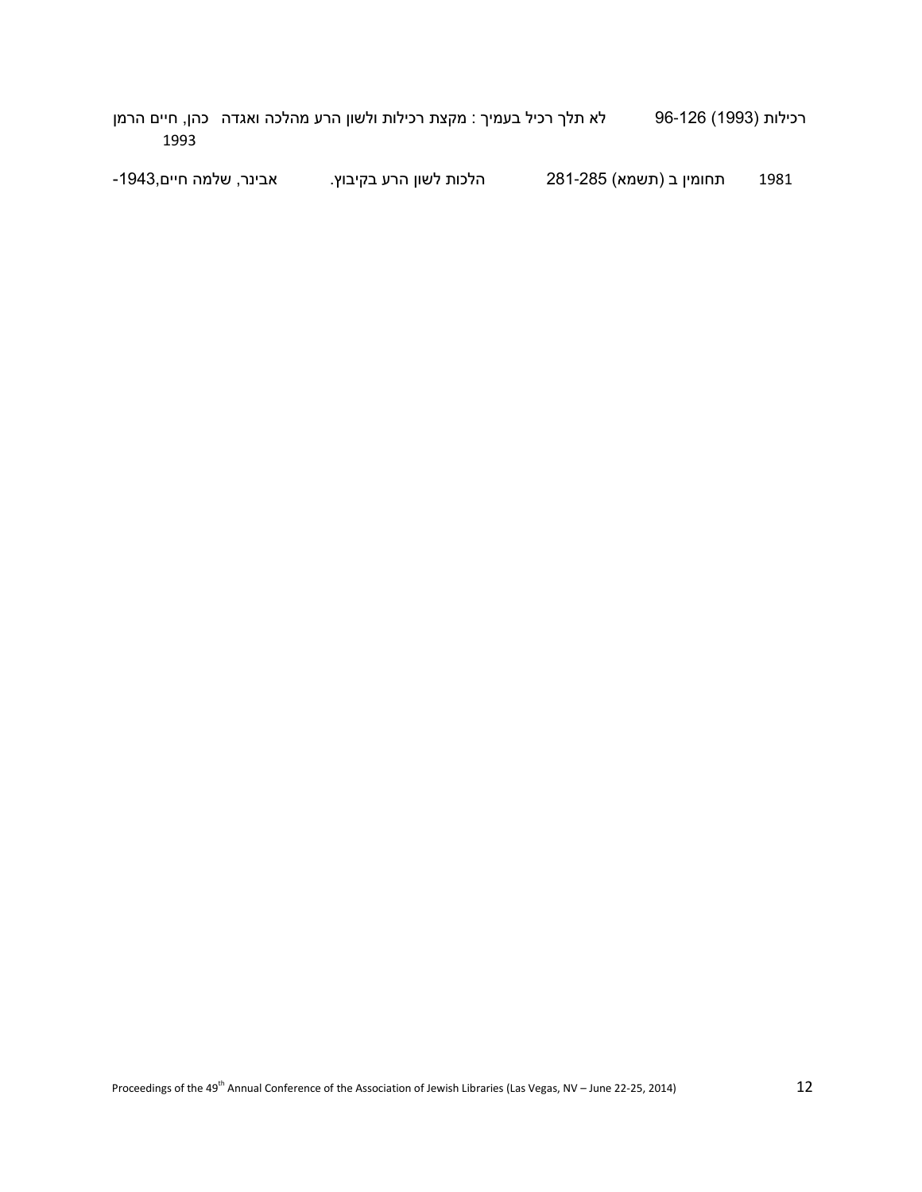רכילות (1993) 96-126 לא תלך רכיל בעמיך : מקצת רכילות ולשון הרע מהלכה ואגדה כהן, חיים הרמן 1993

1981 תחומין ב (תשמא) 281-285 הלכות לשון הרע בקיבוץ. אבינר, שלמה חיים,1943-